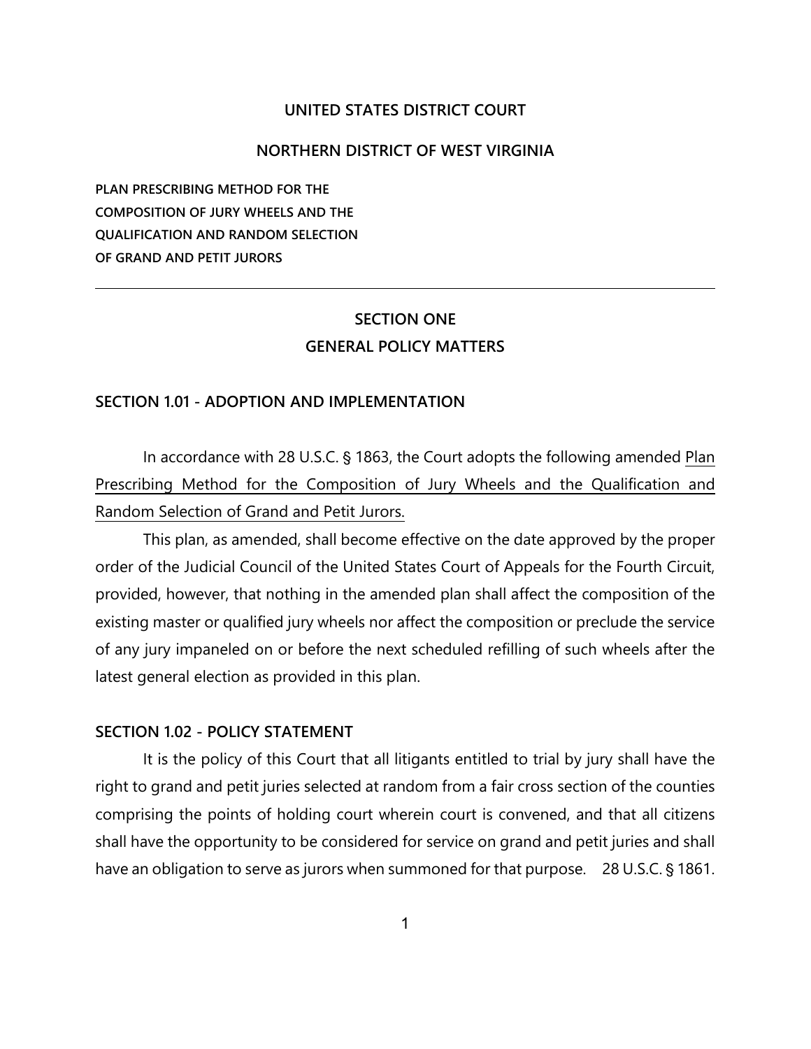## UNITED STATES DISTRICT COURT

## NORTHERN DISTRICT OF WEST VIRGINIA

**PLAN PRESCRIBING METHOD FOR THE COMPOSITION OF JURY WHEELS AND THE QUALIFICATION AND RANDOM SELECTION OF GRAND AND PETIT JURORS**

---

# SECTION ONE
# GENERAL POLICY MATTERS

### SECTION 1.01 - ADOPTION AND IMPLEMENTATION

In accordance with 28 U.S.C. § 1863, the Court adopts the following amended Plan Prescribing Method for the Composition of Jury Wheels and the Qualification and Random Selection of Grand and Petit Jurors.

This plan, as amended, shall become effective on the date approved by the proper order of the Judicial Council of the United States Court of Appeals for the Fourth Circuit, provided, however, that nothing in the amended plan shall affect the composition of the existing master or qualified jury wheels nor affect the composition or preclude the service of any jury impaneled on or before the next scheduled refilling of such wheels after the latest general election as provided in this plan.

### SECTION 1.02 - POLICY STATEMENT

It is the policy of this Court that all litigants entitled to trial by jury shall have the right to grand and petit juries selected at random from a fair cross section of the counties comprising the points of holding court wherein court is convened, and that all citizens shall have the opportunity to be considered for service on grand and petit juries and shall have an obligation to serve as jurors when summoned for that purpose. 28 U.S.C. § 1861.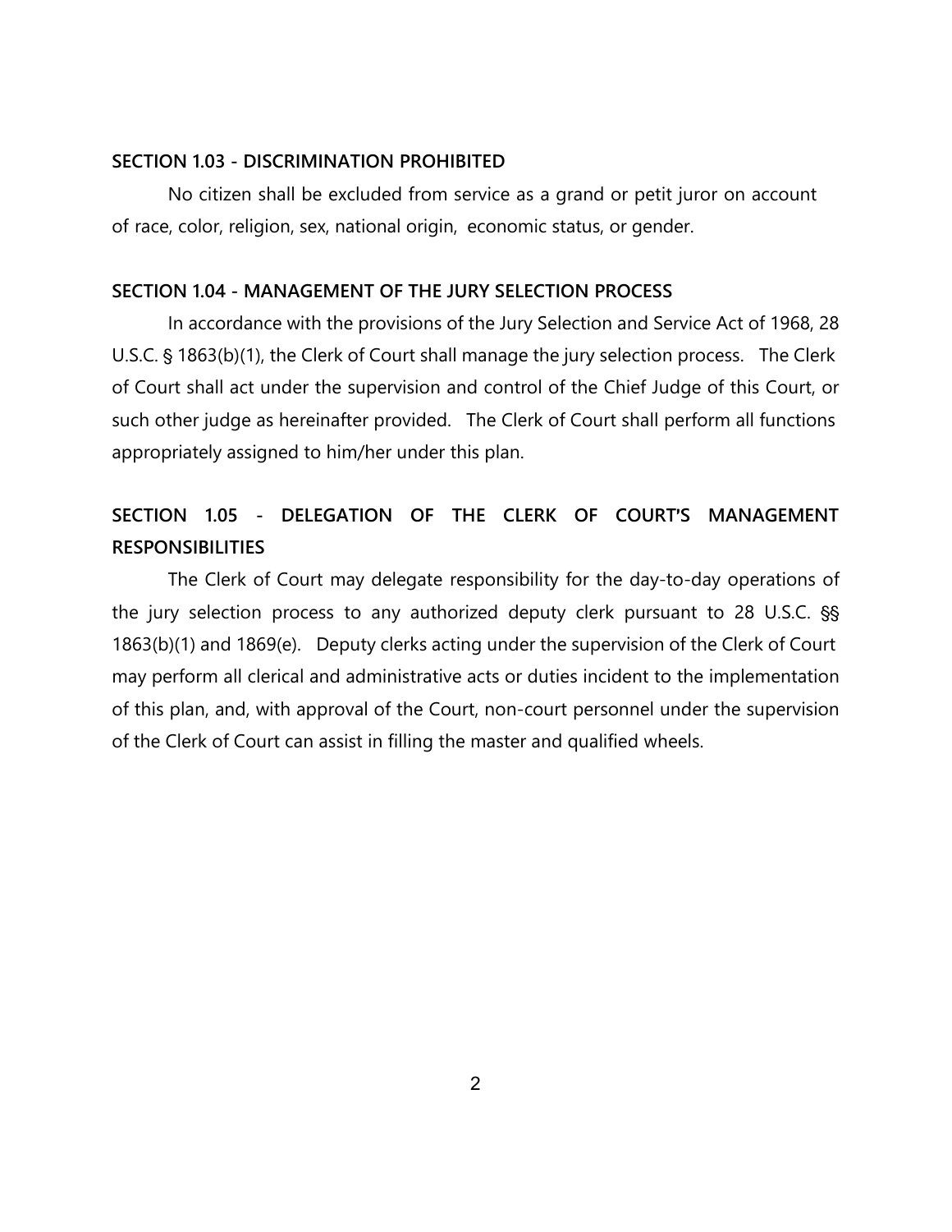**SECTION 1.03 - DISCRIMINATION PROHIBITED**

No citizen shall be excluded from service as a grand or petit juror on account of race, color, religion, sex, national origin, economic status, or gender.

**SECTION 1.04 - MANAGEMENT OF THE JURY SELECTION PROCESS**

In accordance with the provisions of the Jury Selection and Service Act of 1968, 28 U.S.C. § 1863(b)(1), the Clerk of Court shall manage the jury selection process. The Clerk of Court shall act under the supervision and control of the Chief Judge of this Court, or such other judge as hereinafter provided. The Clerk of Court shall perform all functions appropriately assigned to him/her under this plan.

**SECTION 1.05 - DELEGATION OF THE CLERK OF COURT'S MANAGEMENT RESPONSIBILITIES**

The Clerk of Court may delegate responsibility for the day-to-day operations of the jury selection process to any authorized deputy clerk pursuant to 28 U.S.C. §§ 1863(b)(1) and 1869(e). Deputy clerks acting under the supervision of the Clerk of Court may perform all clerical and administrative acts or duties incident to the implementation of this plan, and, with approval of the Court, non-court personnel under the supervision of the Clerk of Court can assist in filling the master and qualified wheels.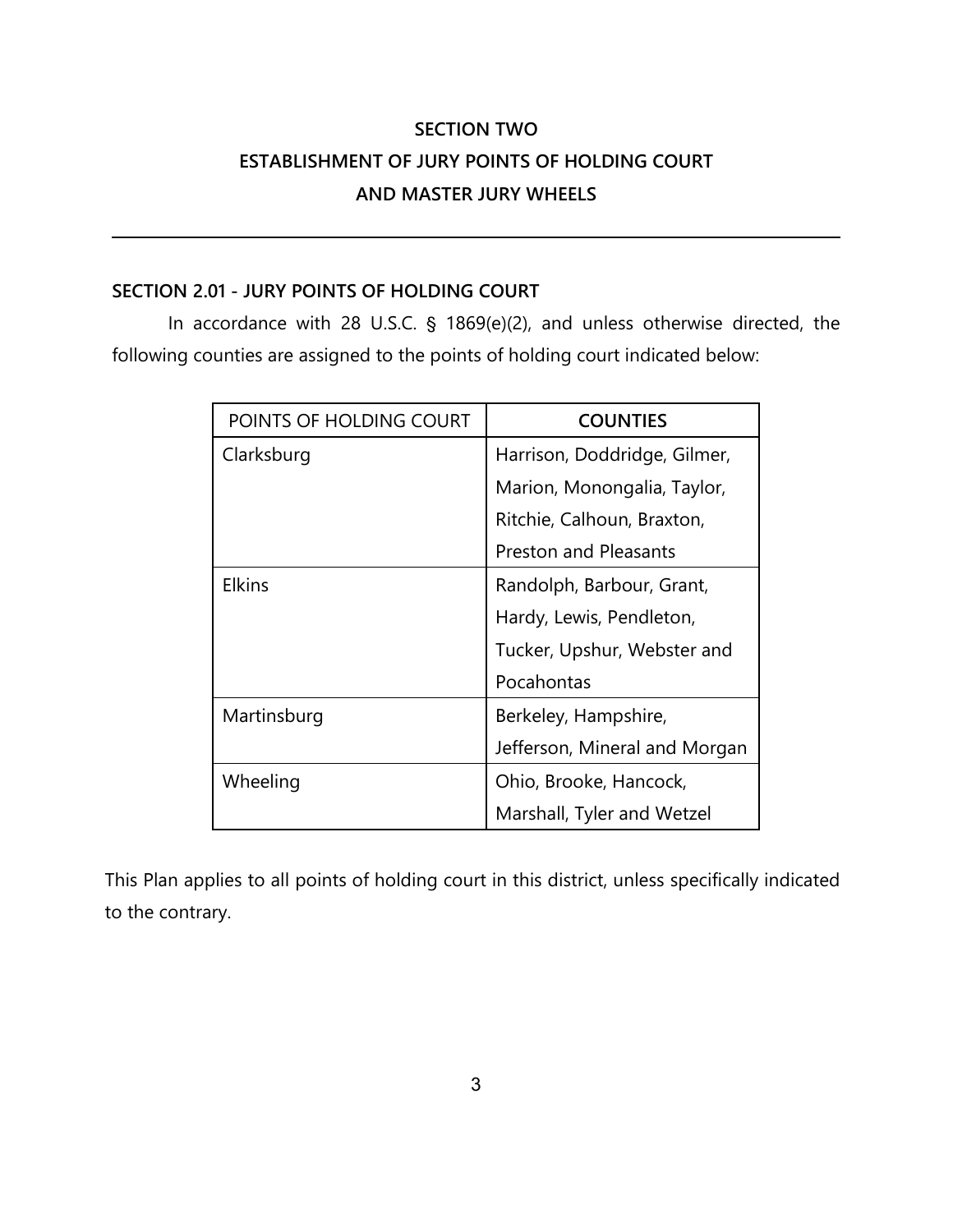# SECTION TWO
# ESTABLISHMENT OF JURY POINTS OF HOLDING COURT AND MASTER JURY WHEELS

---

## SECTION 2.01 - JURY POINTS OF HOLDING COURT

In accordance with 28 U.S.C. § 1869(e)(2), and unless otherwise directed, the following counties are assigned to the points of holding court indicated below:

| POINTS OF HOLDING COURT | **COUNTIES** |
|---|---|
| Clarksburg | Harrison, Doddridge, Gilmer, Marion, Monongalia, Taylor, Ritchie, Calhoun, Braxton, Preston and Pleasants |
| Elkins | Randolph, Barbour, Grant, Hardy, Lewis, Pendleton, Tucker, Upshur, Webster and Pocahontas |
| Martinsburg | Berkeley, Hampshire, Jefferson, Mineral and Morgan |
| Wheeling | Ohio, Brooke, Hancock, Marshall, Tyler and Wetzel |

This Plan applies to all points of holding court in this district, unless specifically indicated to the contrary.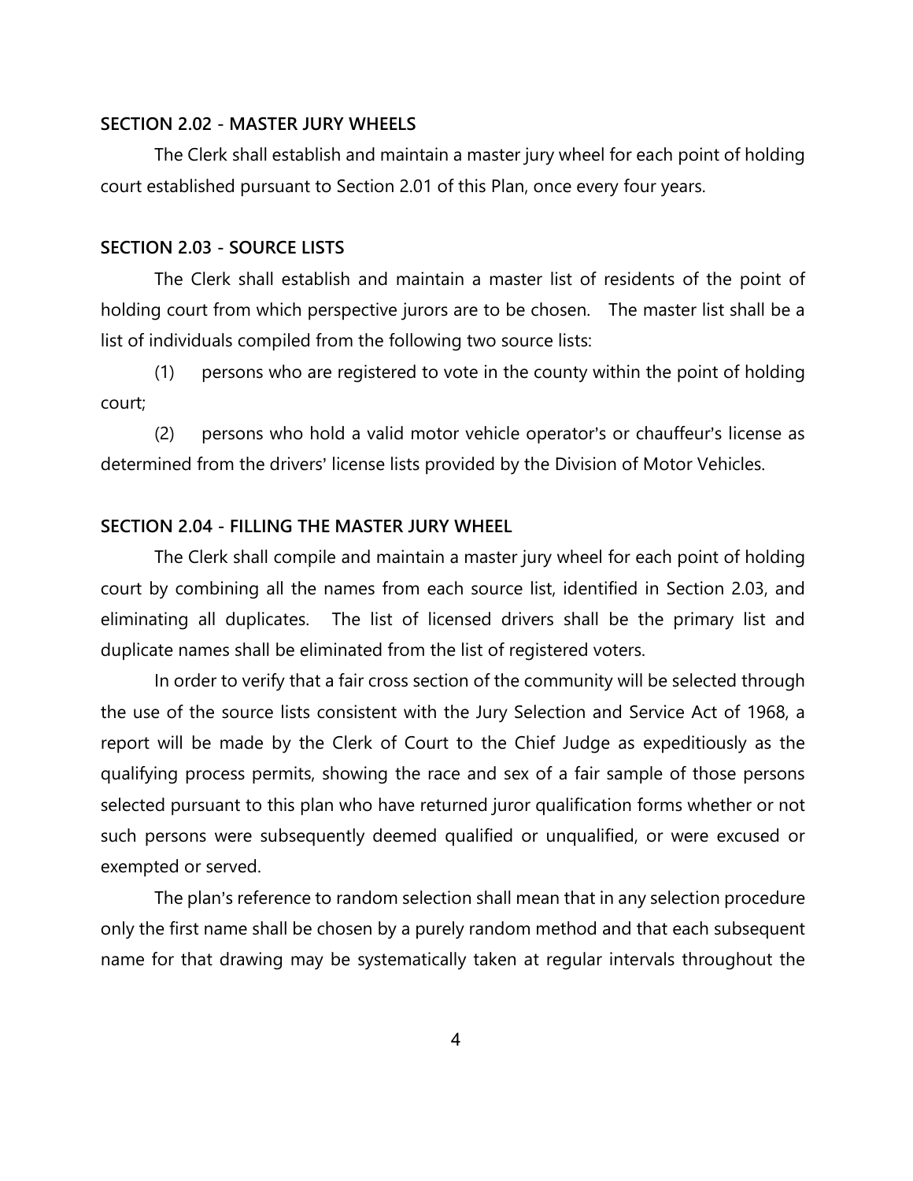**SECTION 2.02 - MASTER JURY WHEELS**

The Clerk shall establish and maintain a master jury wheel for each point of holding court established pursuant to Section 2.01 of this Plan, once every four years.

**SECTION 2.03 - SOURCE LISTS**

The Clerk shall establish and maintain a master list of residents of the point of holding court from which perspective jurors are to be chosen. The master list shall be a list of individuals compiled from the following two source lists:

(1) persons who are registered to vote in the county within the point of holding court;

(2) persons who hold a valid motor vehicle operator's or chauffeur's license as determined from the drivers' license lists provided by the Division of Motor Vehicles.

**SECTION 2.04 - FILLING THE MASTER JURY WHEEL**

The Clerk shall compile and maintain a master jury wheel for each point of holding court by combining all the names from each source list, identified in Section 2.03, and eliminating all duplicates. The list of licensed drivers shall be the primary list and duplicate names shall be eliminated from the list of registered voters.

In order to verify that a fair cross section of the community will be selected through the use of the source lists consistent with the Jury Selection and Service Act of 1968, a report will be made by the Clerk of Court to the Chief Judge as expeditiously as the qualifying process permits, showing the race and sex of a fair sample of those persons selected pursuant to this plan who have returned juror qualification forms whether or not such persons were subsequently deemed qualified or unqualified, or were excused or exempted or served.

The plan's reference to random selection shall mean that in any selection procedure only the first name shall be chosen by a purely random method and that each subsequent name for that drawing may be systematically taken at regular intervals throughout the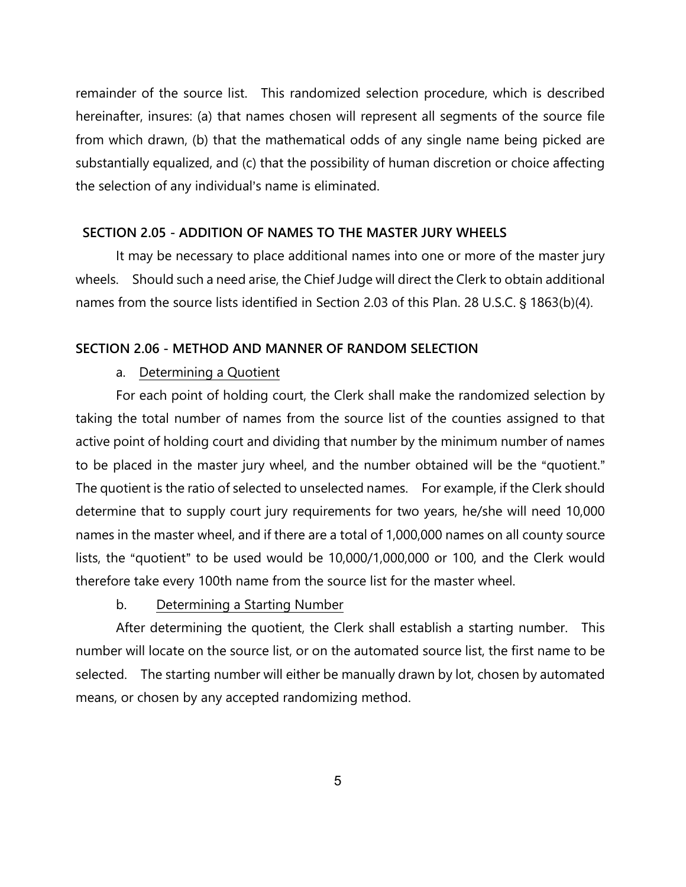remainder of the source list. This randomized selection procedure, which is described hereinafter, insures: (a) that names chosen will represent all segments of the source file from which drawn, (b) that the mathematical odds of any single name being picked are substantially equalized, and (c) that the possibility of human discretion or choice affecting the selection of any individual's name is eliminated.

## SECTION 2.05 - ADDITION OF NAMES TO THE MASTER JURY WHEELS

It may be necessary to place additional names into one or more of the master jury wheels. Should such a need arise, the Chief Judge will direct the Clerk to obtain additional names from the source lists identified in Section 2.03 of this Plan. 28 U.S.C. § 1863(b)(4).

## SECTION 2.06 - METHOD AND MANNER OF RANDOM SELECTION

a. <u>Determining a Quotient</u>

For each point of holding court, the Clerk shall make the randomized selection by taking the total number of names from the source list of the counties assigned to that active point of holding court and dividing that number by the minimum number of names to be placed in the master jury wheel, and the number obtained will be the "quotient." The quotient is the ratio of selected to unselected names. For example, if the Clerk should determine that to supply court jury requirements for two years, he/she will need 10,000 names in the master wheel, and if there are a total of 1,000,000 names on all county source lists, the "quotient" to be used would be 10,000/1,000,000 or 100, and the Clerk would therefore take every 100th name from the source list for the master wheel.

b. <u>Determining a Starting Number</u>

After determining the quotient, the Clerk shall establish a starting number. This number will locate on the source list, or on the automated source list, the first name to be selected. The starting number will either be manually drawn by lot, chosen by automated means, or chosen by any accepted randomizing method.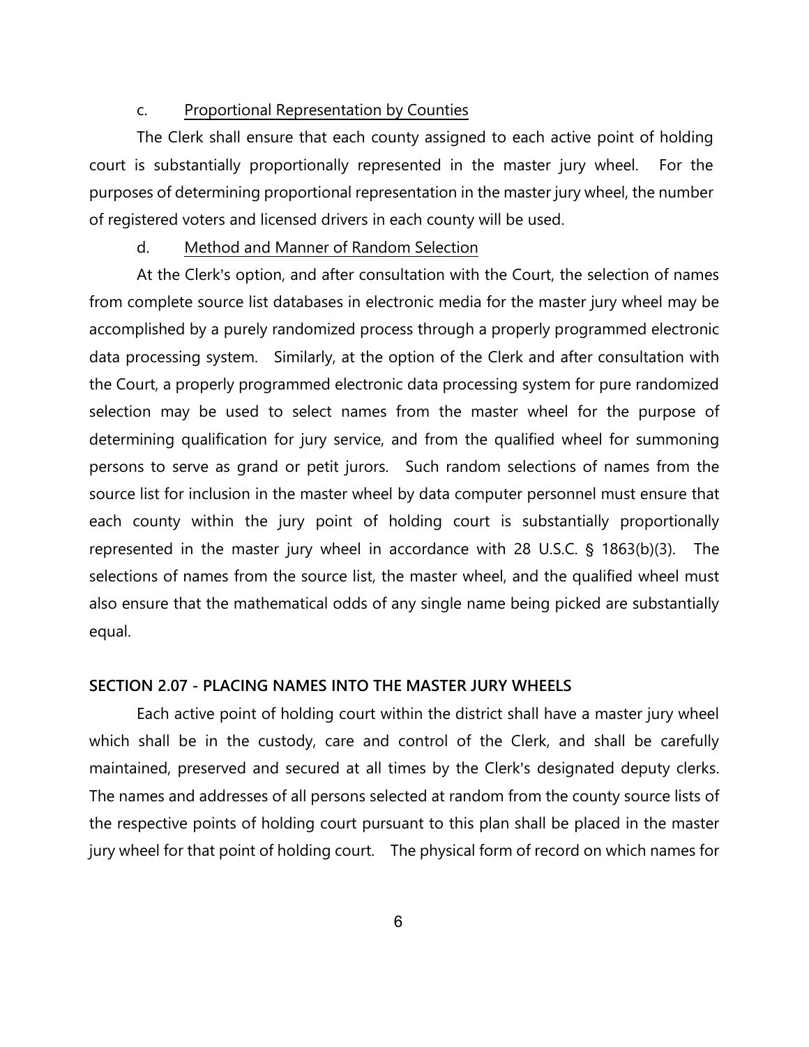c. <u>Proportional Representation by Counties</u>

The Clerk shall ensure that each county assigned to each active point of holding court is substantially proportionally represented in the master jury wheel. For the purposes of determining proportional representation in the master jury wheel, the number of registered voters and licensed drivers in each county will be used.

d. <u>Method and Manner of Random Selection</u>

At the Clerk's option, and after consultation with the Court, the selection of names from complete source list databases in electronic media for the master jury wheel may be accomplished by a purely randomized process through a properly programmed electronic data processing system. Similarly, at the option of the Clerk and after consultation with the Court, a properly programmed electronic data processing system for pure randomized selection may be used to select names from the master wheel for the purpose of determining qualification for jury service, and from the qualified wheel for summoning persons to serve as grand or petit jurors. Such random selections of names from the source list for inclusion in the master wheel by data computer personnel must ensure that each county within the jury point of holding court is substantially proportionally represented in the master jury wheel in accordance with 28 U.S.C. § 1863(b)(3). The selections of names from the source list, the master wheel, and the qualified wheel must also ensure that the mathematical odds of any single name being picked are substantially equal.

**SECTION 2.07 - PLACING NAMES INTO THE MASTER JURY WHEELS**

Each active point of holding court within the district shall have a master jury wheel which shall be in the custody, care and control of the Clerk, and shall be carefully maintained, preserved and secured at all times by the Clerk's designated deputy clerks. The names and addresses of all persons selected at random from the county source lists of the respective points of holding court pursuant to this plan shall be placed in the master jury wheel for that point of holding court. The physical form of record on which names for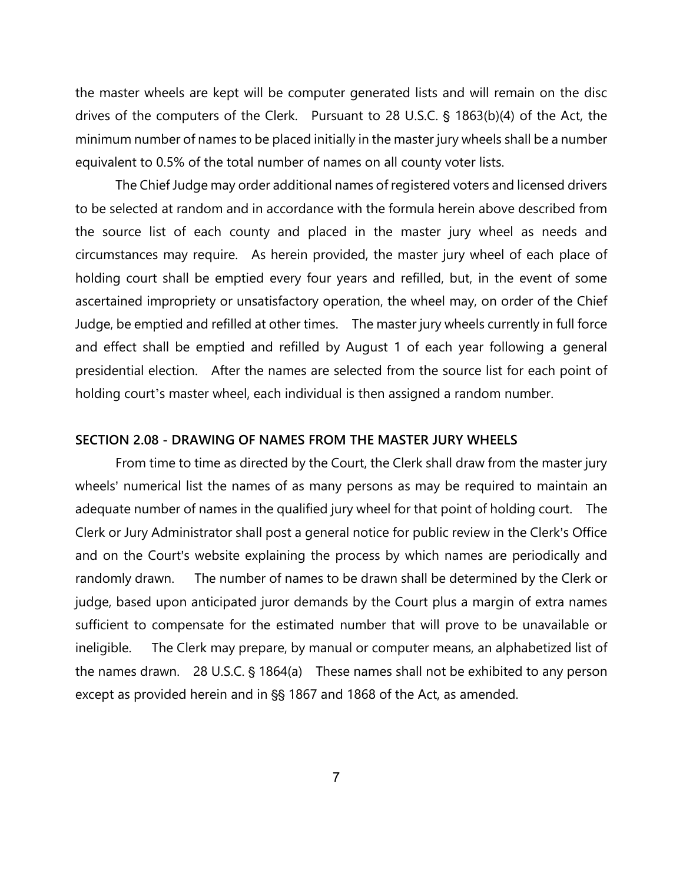the master wheels are kept will be computer generated lists and will remain on the disc drives of the computers of the Clerk. Pursuant to 28 U.S.C. § 1863(b)(4) of the Act, the minimum number of names to be placed initially in the master jury wheels shall be a number equivalent to 0.5% of the total number of names on all county voter lists.

The Chief Judge may order additional names of registered voters and licensed drivers to be selected at random and in accordance with the formula herein above described from the source list of each county and placed in the master jury wheel as needs and circumstances may require. As herein provided, the master jury wheel of each place of holding court shall be emptied every four years and refilled, but, in the event of some ascertained impropriety or unsatisfactory operation, the wheel may, on order of the Chief Judge, be emptied and refilled at other times. The master jury wheels currently in full force and effect shall be emptied and refilled by August 1 of each year following a general presidential election. After the names are selected from the source list for each point of holding court's master wheel, each individual is then assigned a random number.

### SECTION 2.08 - DRAWING OF NAMES FROM THE MASTER JURY WHEELS

From time to time as directed by the Court, the Clerk shall draw from the master jury wheels' numerical list the names of as many persons as may be required to maintain an adequate number of names in the qualified jury wheel for that point of holding court. The Clerk or Jury Administrator shall post a general notice for public review in the Clerk's Office and on the Court's website explaining the process by which names are periodically and randomly drawn. The number of names to be drawn shall be determined by the Clerk or judge, based upon anticipated juror demands by the Court plus a margin of extra names sufficient to compensate for the estimated number that will prove to be unavailable or ineligible. The Clerk may prepare, by manual or computer means, an alphabetized list of the names drawn. 28 U.S.C. § 1864(a) These names shall not be exhibited to any person except as provided herein and in §§ 1867 and 1868 of the Act, as amended.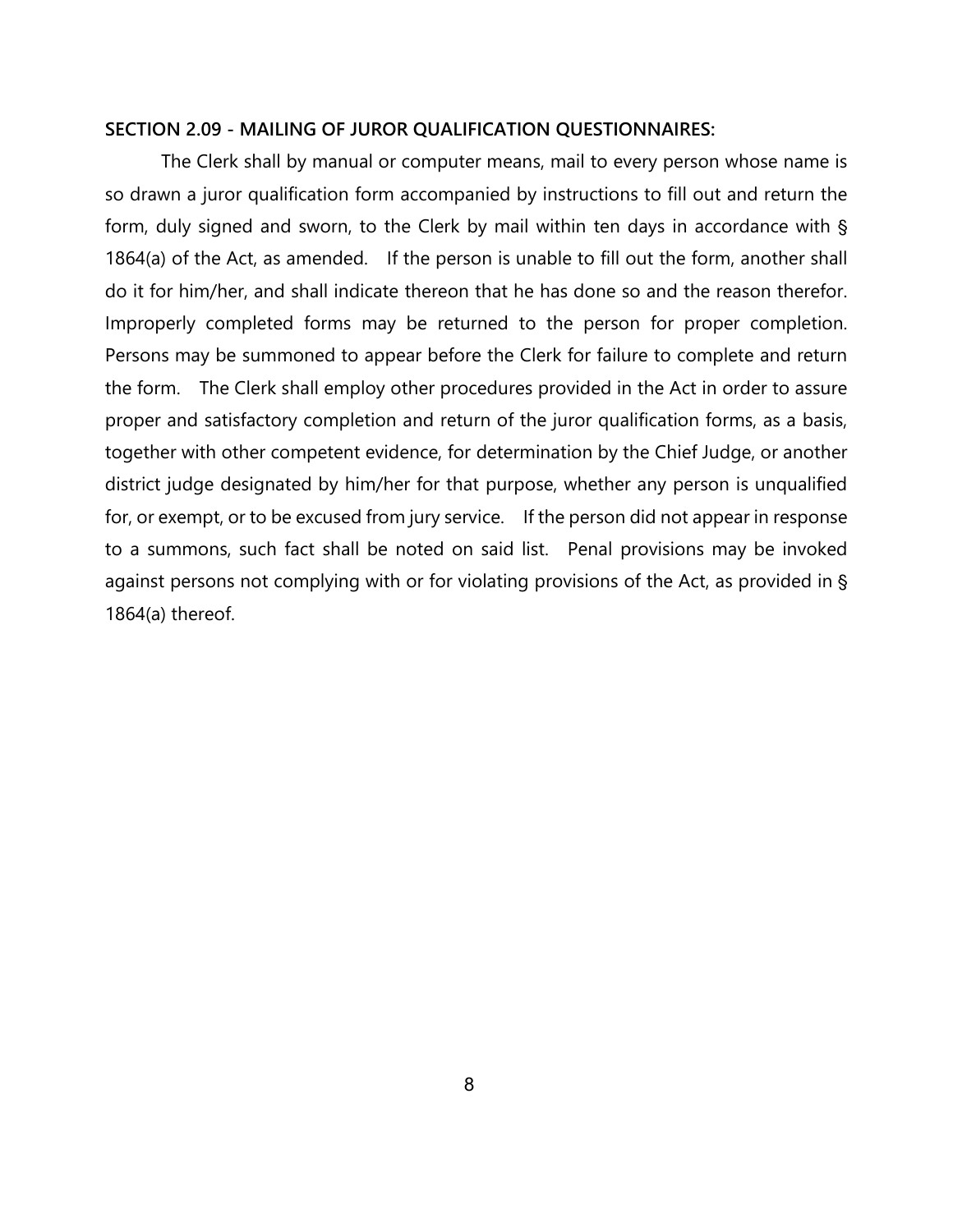**SECTION 2.09 - MAILING OF JUROR QUALIFICATION QUESTIONNAIRES:**

The Clerk shall by manual or computer means, mail to every person whose name is so drawn a juror qualification form accompanied by instructions to fill out and return the form, duly signed and sworn, to the Clerk by mail within ten days in accordance with § 1864(a) of the Act, as amended. If the person is unable to fill out the form, another shall do it for him/her, and shall indicate thereon that he has done so and the reason therefor. Improperly completed forms may be returned to the person for proper completion. Persons may be summoned to appear before the Clerk for failure to complete and return the form. The Clerk shall employ other procedures provided in the Act in order to assure proper and satisfactory completion and return of the juror qualification forms, as a basis, together with other competent evidence, for determination by the Chief Judge, or another district judge designated by him/her for that purpose, whether any person is unqualified for, or exempt, or to be excused from jury service. If the person did not appear in response to a summons, such fact shall be noted on said list. Penal provisions may be invoked against persons not complying with or for violating provisions of the Act, as provided in § 1864(a) thereof.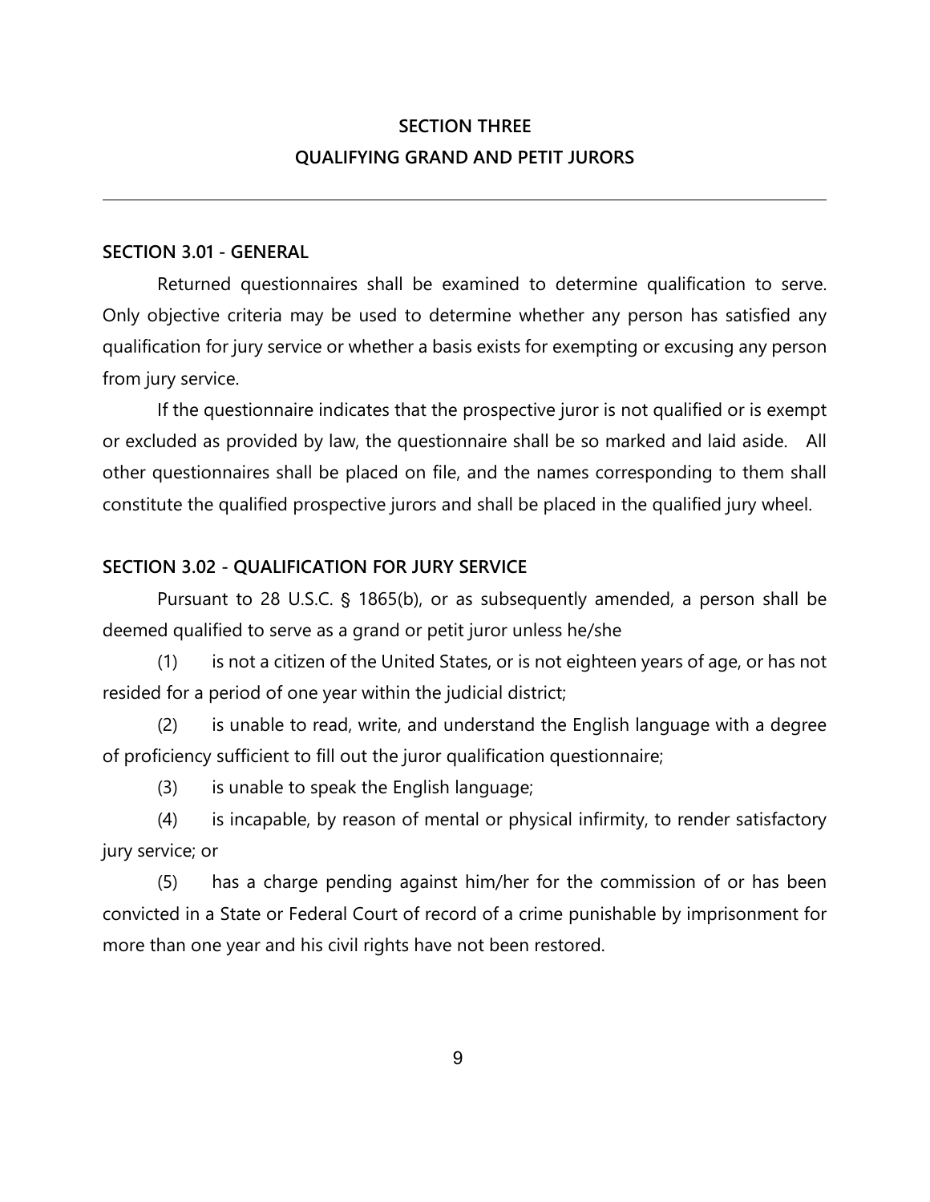# SECTION THREE
# QUALIFYING GRAND AND PETIT JURORS

---

### SECTION 3.01 - GENERAL

Returned questionnaires shall be examined to determine qualification to serve. Only objective criteria may be used to determine whether any person has satisfied any qualification for jury service or whether a basis exists for exempting or excusing any person from jury service.

If the questionnaire indicates that the prospective juror is not qualified or is exempt or excluded as provided by law, the questionnaire shall be so marked and laid aside. All other questionnaires shall be placed on file, and the names corresponding to them shall constitute the qualified prospective jurors and shall be placed in the qualified jury wheel.

### SECTION 3.02 - QUALIFICATION FOR JURY SERVICE

Pursuant to 28 U.S.C. § 1865(b), or as subsequently amended, a person shall be deemed qualified to serve as a grand or petit juror unless he/she

(1) is not a citizen of the United States, or is not eighteen years of age, or has not resided for a period of one year within the judicial district;

(2) is unable to read, write, and understand the English language with a degree of proficiency sufficient to fill out the juror qualification questionnaire;

(3) is unable to speak the English language;

(4) is incapable, by reason of mental or physical infirmity, to render satisfactory jury service; or

(5) has a charge pending against him/her for the commission of or has been convicted in a State or Federal Court of record of a crime punishable by imprisonment for more than one year and his civil rights have not been restored.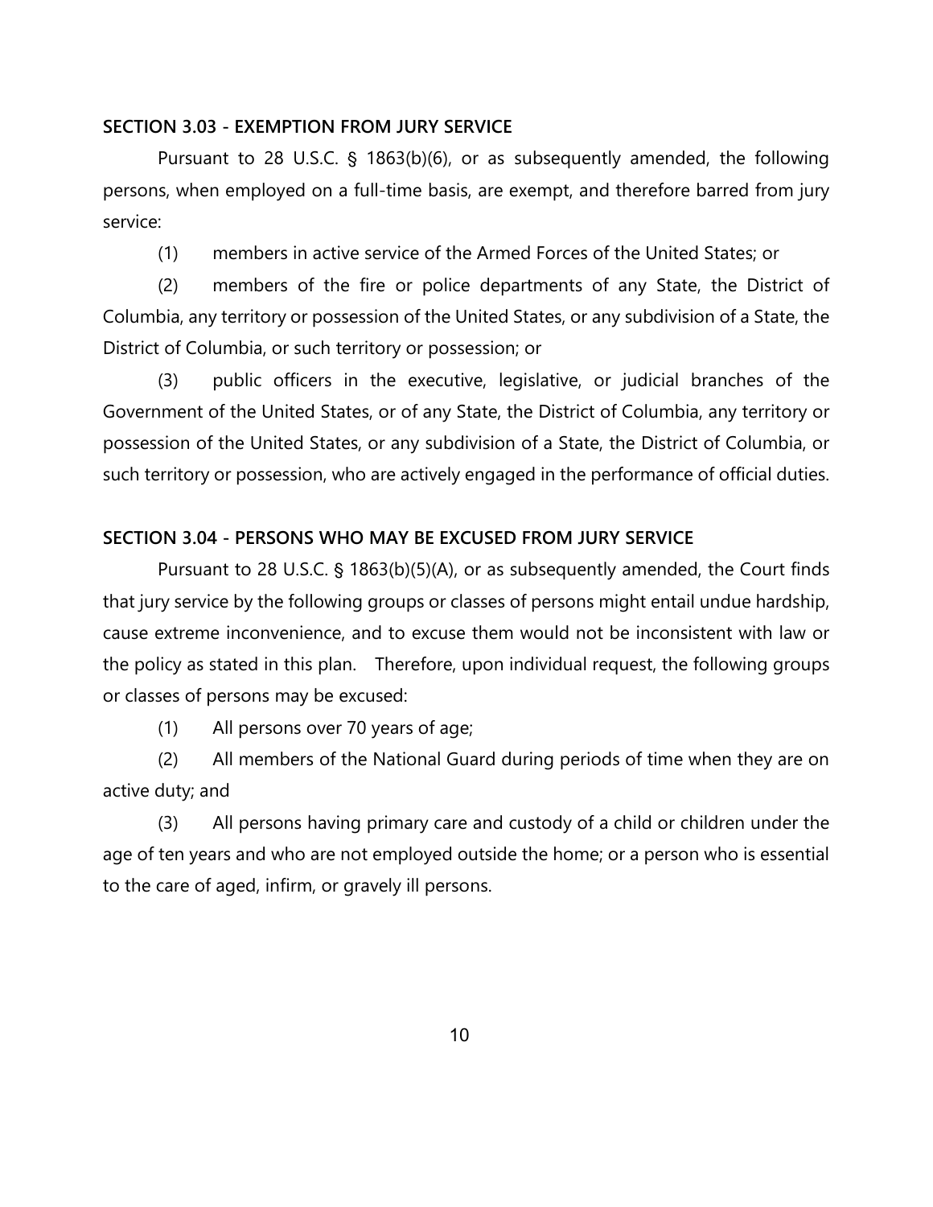## SECTION 3.03 - EXEMPTION FROM JURY SERVICE

Pursuant to 28 U.S.C. § 1863(b)(6), or as subsequently amended, the following persons, when employed on a full-time basis, are exempt, and therefore barred from jury service:

(1) members in active service of the Armed Forces of the United States; or

(2) members of the fire or police departments of any State, the District of Columbia, any territory or possession of the United States, or any subdivision of a State, the District of Columbia, or such territory or possession; or

(3) public officers in the executive, legislative, or judicial branches of the Government of the United States, or of any State, the District of Columbia, any territory or possession of the United States, or any subdivision of a State, the District of Columbia, or such territory or possession, who are actively engaged in the performance of official duties.

## SECTION 3.04 - PERSONS WHO MAY BE EXCUSED FROM JURY SERVICE

Pursuant to 28 U.S.C. § 1863(b)(5)(A), or as subsequently amended, the Court finds that jury service by the following groups or classes of persons might entail undue hardship, cause extreme inconvenience, and to excuse them would not be inconsistent with law or the policy as stated in this plan. Therefore, upon individual request, the following groups or classes of persons may be excused:

(1) All persons over 70 years of age;

(2) All members of the National Guard during periods of time when they are on active duty; and

(3) All persons having primary care and custody of a child or children under the age of ten years and who are not employed outside the home; or a person who is essential to the care of aged, infirm, or gravely ill persons.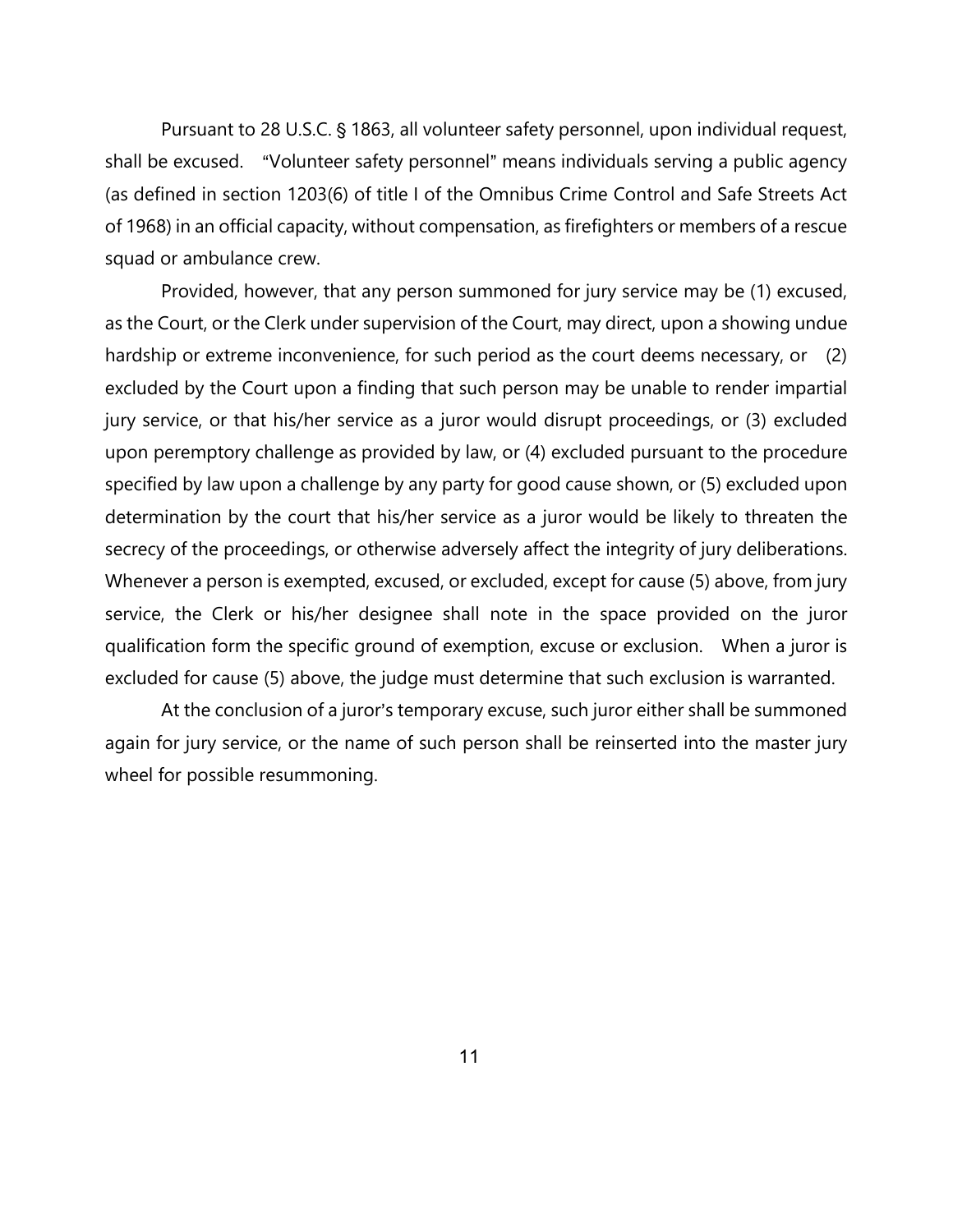Pursuant to 28 U.S.C. § 1863, all volunteer safety personnel, upon individual request, shall be excused. "Volunteer safety personnel" means individuals serving a public agency (as defined in section 1203(6) of title I of the Omnibus Crime Control and Safe Streets Act of 1968) in an official capacity, without compensation, as firefighters or members of a rescue squad or ambulance crew.

Provided, however, that any person summoned for jury service may be (1) excused, as the Court, or the Clerk under supervision of the Court, may direct, upon a showing undue hardship or extreme inconvenience, for such period as the court deems necessary, or (2) excluded by the Court upon a finding that such person may be unable to render impartial jury service, or that his/her service as a juror would disrupt proceedings, or (3) excluded upon peremptory challenge as provided by law, or (4) excluded pursuant to the procedure specified by law upon a challenge by any party for good cause shown, or (5) excluded upon determination by the court that his/her service as a juror would be likely to threaten the secrecy of the proceedings, or otherwise adversely affect the integrity of jury deliberations. Whenever a person is exempted, excused, or excluded, except for cause (5) above, from jury service, the Clerk or his/her designee shall note in the space provided on the juror qualification form the specific ground of exemption, excuse or exclusion. When a juror is excluded for cause (5) above, the judge must determine that such exclusion is warranted.

At the conclusion of a juror's temporary excuse, such juror either shall be summoned again for jury service, or the name of such person shall be reinserted into the master jury wheel for possible resummoning.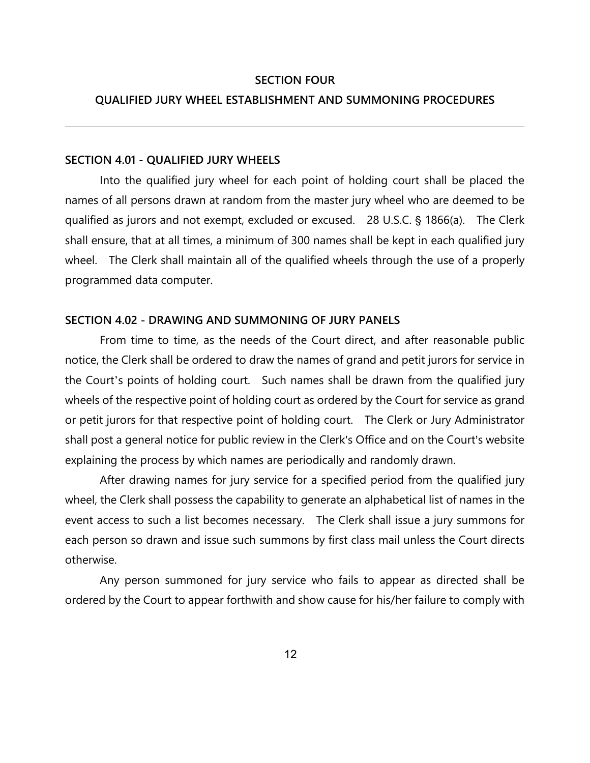## SECTION FOUR

## QUALIFIED JURY WHEEL ESTABLISHMENT AND SUMMONING PROCEDURES

---

### SECTION 4.01 - QUALIFIED JURY WHEELS

Into the qualified jury wheel for each point of holding court shall be placed the names of all persons drawn at random from the master jury wheel who are deemed to be qualified as jurors and not exempt, excluded or excused. 28 U.S.C. § 1866(a). The Clerk shall ensure, that at all times, a minimum of 300 names shall be kept in each qualified jury wheel. The Clerk shall maintain all of the qualified wheels through the use of a properly programmed data computer.

### SECTION 4.02 - DRAWING AND SUMMONING OF JURY PANELS

From time to time, as the needs of the Court direct, and after reasonable public notice, the Clerk shall be ordered to draw the names of grand and petit jurors for service in the Court's points of holding court. Such names shall be drawn from the qualified jury wheels of the respective point of holding court as ordered by the Court for service as grand or petit jurors for that respective point of holding court. The Clerk or Jury Administrator shall post a general notice for public review in the Clerk's Office and on the Court's website explaining the process by which names are periodically and randomly drawn.

After drawing names for jury service for a specified period from the qualified jury wheel, the Clerk shall possess the capability to generate an alphabetical list of names in the event access to such a list becomes necessary. The Clerk shall issue a jury summons for each person so drawn and issue such summons by first class mail unless the Court directs otherwise.

Any person summoned for jury service who fails to appear as directed shall be ordered by the Court to appear forthwith and show cause for his/her failure to comply with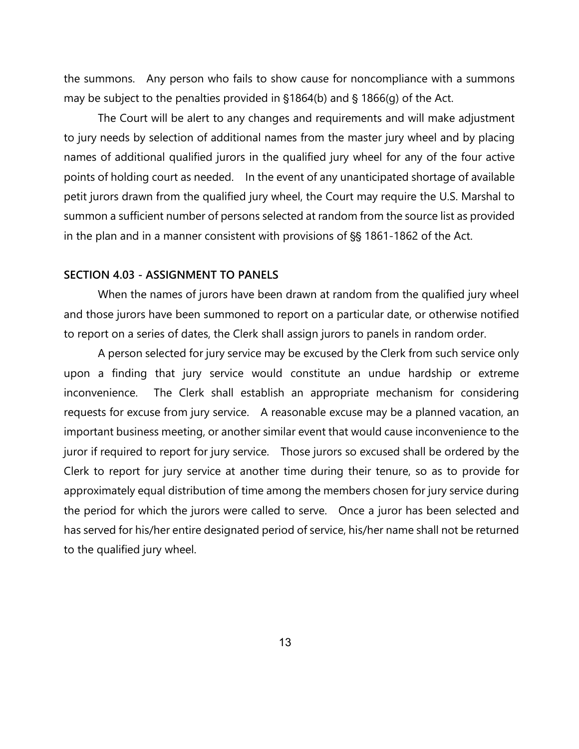the summons. Any person who fails to show cause for noncompliance with a summons may be subject to the penalties provided in §1864(b) and § 1866(g) of the Act.

The Court will be alert to any changes and requirements and will make adjustment to jury needs by selection of additional names from the master jury wheel and by placing names of additional qualified jurors in the qualified jury wheel for any of the four active points of holding court as needed. In the event of any unanticipated shortage of available petit jurors drawn from the qualified jury wheel, the Court may require the U.S. Marshal to summon a sufficient number of persons selected at random from the source list as provided in the plan and in a manner consistent with provisions of §§ 1861-1862 of the Act.

### SECTION 4.03 - ASSIGNMENT TO PANELS

When the names of jurors have been drawn at random from the qualified jury wheel and those jurors have been summoned to report on a particular date, or otherwise notified to report on a series of dates, the Clerk shall assign jurors to panels in random order.

A person selected for jury service may be excused by the Clerk from such service only upon a finding that jury service would constitute an undue hardship or extreme inconvenience. The Clerk shall establish an appropriate mechanism for considering requests for excuse from jury service. A reasonable excuse may be a planned vacation, an important business meeting, or another similar event that would cause inconvenience to the juror if required to report for jury service. Those jurors so excused shall be ordered by the Clerk to report for jury service at another time during their tenure, so as to provide for approximately equal distribution of time among the members chosen for jury service during the period for which the jurors were called to serve. Once a juror has been selected and has served for his/her entire designated period of service, his/her name shall not be returned to the qualified jury wheel.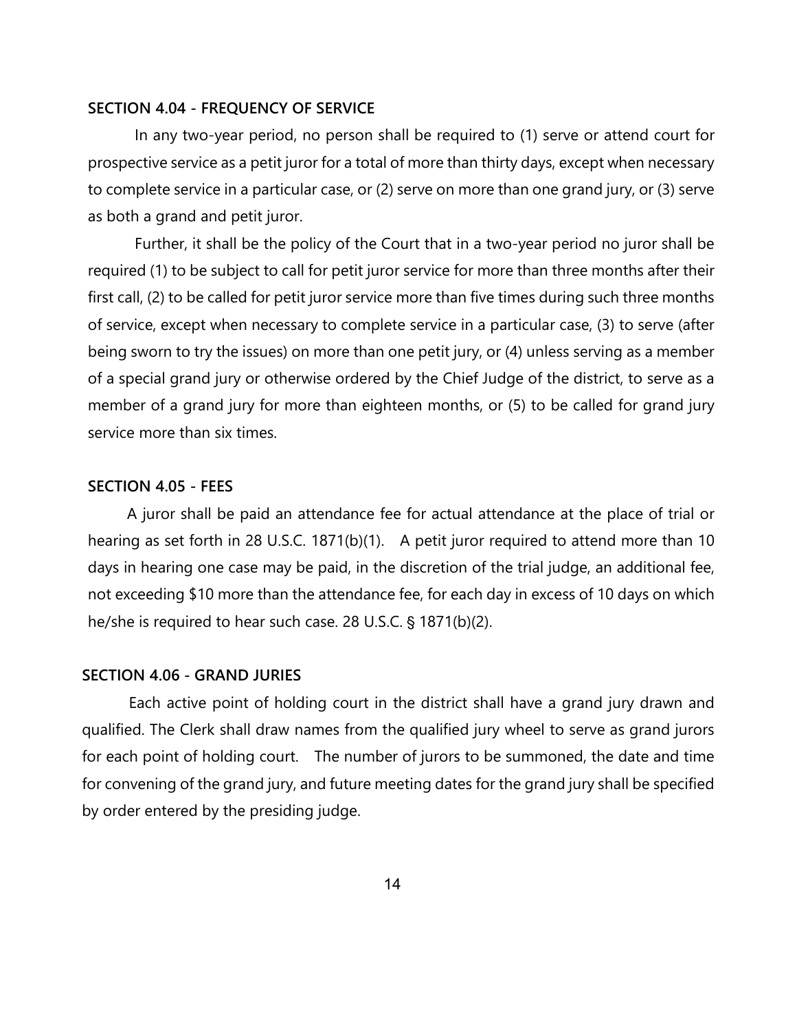**SECTION 4.04 - FREQUENCY OF SERVICE**

In any two-year period, no person shall be required to (1) serve or attend court for prospective service as a petit juror for a total of more than thirty days, except when necessary to complete service in a particular case, or (2) serve on more than one grand jury, or (3) serve as both a grand and petit juror.

Further, it shall be the policy of the Court that in a two-year period no juror shall be required (1) to be subject to call for petit juror service for more than three months after their first call, (2) to be called for petit juror service more than five times during such three months of service, except when necessary to complete service in a particular case, (3) to serve (after being sworn to try the issues) on more than one petit jury, or (4) unless serving as a member of a special grand jury or otherwise ordered by the Chief Judge of the district, to serve as a member of a grand jury for more than eighteen months, or (5) to be called for grand jury service more than six times.

**SECTION 4.05 - FEES**

A juror shall be paid an attendance fee for actual attendance at the place of trial or hearing as set forth in 28 U.S.C. 1871(b)(1). A petit juror required to attend more than 10 days in hearing one case may be paid, in the discretion of the trial judge, an additional fee, not exceeding $10 more than the attendance fee, for each day in excess of 10 days on which he/she is required to hear such case. 28 U.S.C. § 1871(b)(2).

**SECTION 4.06 - GRAND JURIES**

Each active point of holding court in the district shall have a grand jury drawn and qualified. The Clerk shall draw names from the qualified jury wheel to serve as grand jurors for each point of holding court. The number of jurors to be summoned, the date and time for convening of the grand jury, and future meeting dates for the grand jury shall be specified by order entered by the presiding judge.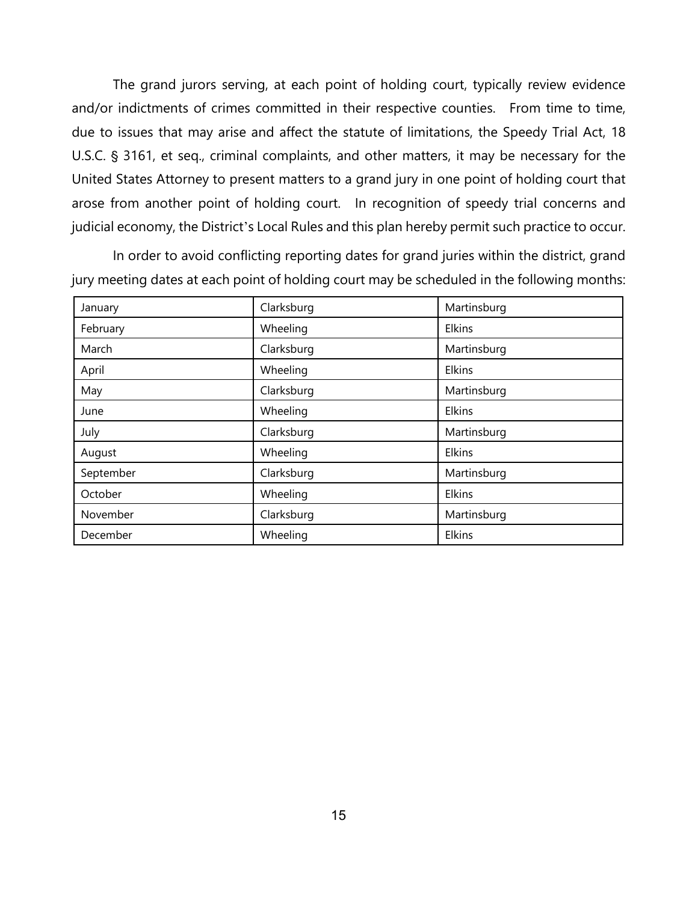The grand jurors serving, at each point of holding court, typically review evidence and/or indictments of crimes committed in their respective counties. From time to time, due to issues that may arise and affect the statute of limitations, the Speedy Trial Act, 18 U.S.C. § 3161, et seq., criminal complaints, and other matters, it may be necessary for the United States Attorney to present matters to a grand jury in one point of holding court that arose from another point of holding court. In recognition of speedy trial concerns and judicial economy, the District's Local Rules and this plan hereby permit such practice to occur.

In order to avoid conflicting reporting dates for grand juries within the district, grand jury meeting dates at each point of holding court may be scheduled in the following months:

| | | |
|---|---|---|
| January | Clarksburg | Martinsburg |
| February | Wheeling | Elkins |
| March | Clarksburg | Martinsburg |
| April | Wheeling | Elkins |
| May | Clarksburg | Martinsburg |
| June | Wheeling | Elkins |
| July | Clarksburg | Martinsburg |
| August | Wheeling | Elkins |
| September | Clarksburg | Martinsburg |
| October | Wheeling | Elkins |
| November | Clarksburg | Martinsburg |
| December | Wheeling | Elkins |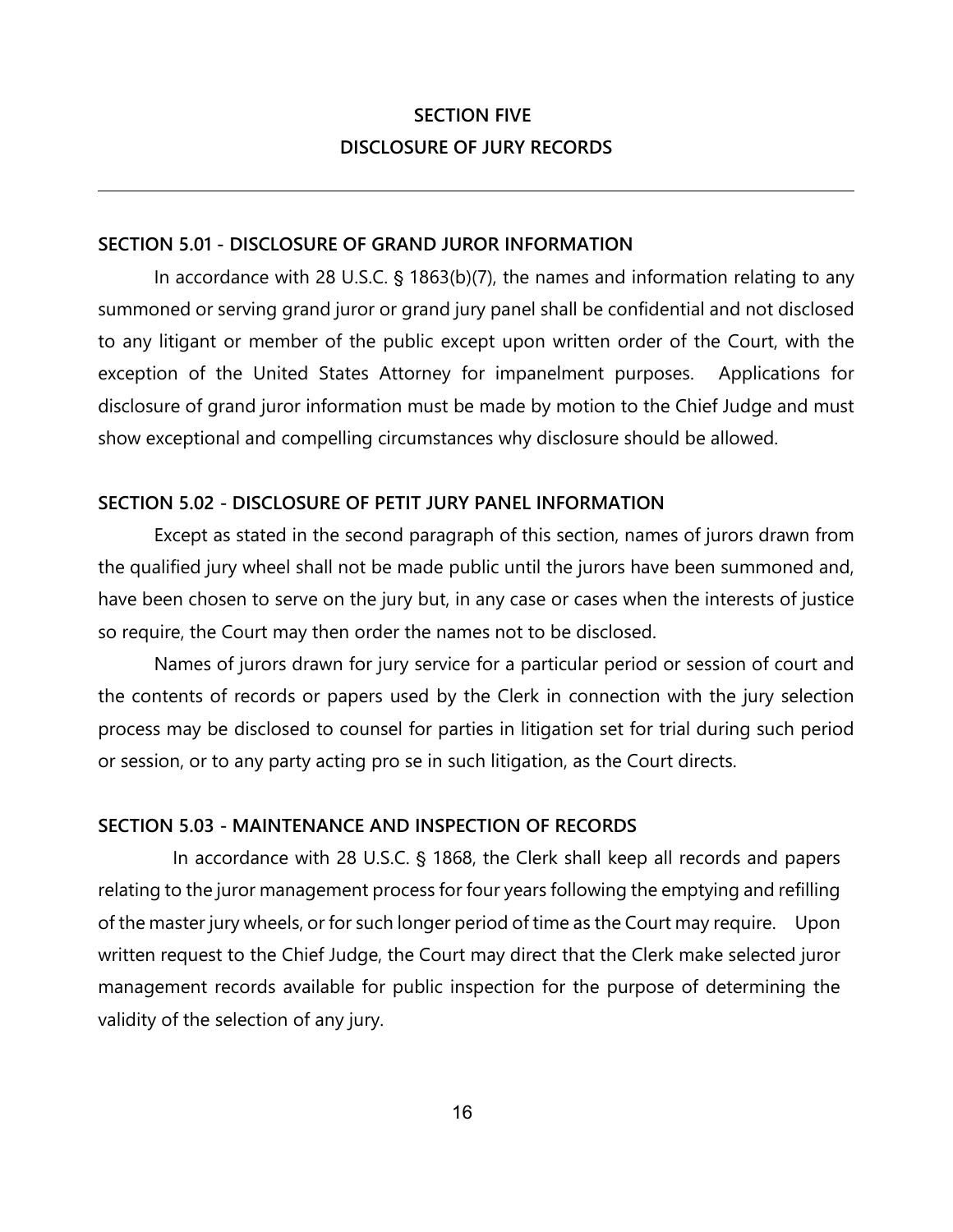# SECTION FIVE
# DISCLOSURE OF JURY RECORDS

---

### SECTION 5.01 - DISCLOSURE OF GRAND JUROR INFORMATION

In accordance with 28 U.S.C. § 1863(b)(7), the names and information relating to any summoned or serving grand juror or grand jury panel shall be confidential and not disclosed to any litigant or member of the public except upon written order of the Court, with the exception of the United States Attorney for impanelment purposes. Applications for disclosure of grand juror information must be made by motion to the Chief Judge and must show exceptional and compelling circumstances why disclosure should be allowed.

### SECTION 5.02 - DISCLOSURE OF PETIT JURY PANEL INFORMATION

Except as stated in the second paragraph of this section, names of jurors drawn from the qualified jury wheel shall not be made public until the jurors have been summoned and, have been chosen to serve on the jury but, in any case or cases when the interests of justice so require, the Court may then order the names not to be disclosed.

Names of jurors drawn for jury service for a particular period or session of court and the contents of records or papers used by the Clerk in connection with the jury selection process may be disclosed to counsel for parties in litigation set for trial during such period or session, or to any party acting pro se in such litigation, as the Court directs.

### SECTION 5.03 - MAINTENANCE AND INSPECTION OF RECORDS

In accordance with 28 U.S.C. § 1868, the Clerk shall keep all records and papers relating to the juror management process for four years following the emptying and refilling of the master jury wheels, or for such longer period of time as the Court may require. Upon written request to the Chief Judge, the Court may direct that the Clerk make selected juror management records available for public inspection for the purpose of determining the validity of the selection of any jury.